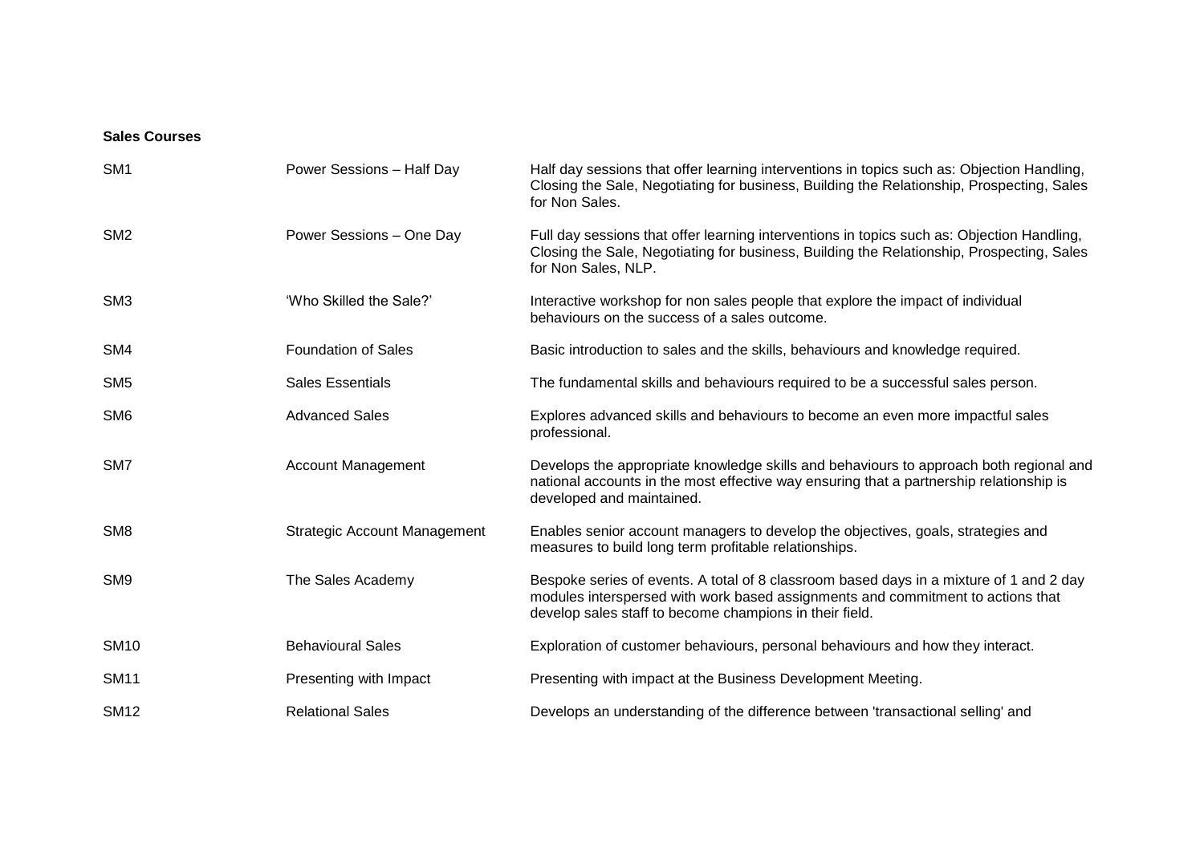**Sales Courses**

| | | |
|---|---|---|
| SM1 | Power Sessions – Half Day | Half day sessions that offer learning interventions in topics such as: Objection Handling, Closing the Sale, Negotiating for business, Building the Relationship, Prospecting, Sales for Non Sales. |
| SM2 | Power Sessions – One Day | Full day sessions that offer learning interventions in topics such as: Objection Handling, Closing the Sale, Negotiating for business, Building the Relationship, Prospecting, Sales for Non Sales, NLP. |
| SM3 | 'Who Skilled the Sale?' | Interactive workshop for non sales people that explore the impact of individual behaviours on the success of a sales outcome. |
| SM4 | Foundation of Sales | Basic introduction to sales and the skills, behaviours and knowledge required. |
| SM5 | Sales Essentials | The fundamental skills and behaviours required to be a successful sales person. |
| SM6 | Advanced Sales | Explores advanced skills and behaviours to become an even more impactful sales professional. |
| SM7 | Account Management | Develops the appropriate knowledge skills and behaviours to approach both regional and national accounts in the most effective way ensuring that a partnership relationship is developed and maintained. |
| SM8 | Strategic Account Management | Enables senior account managers to develop the objectives, goals, strategies and measures to build long term profitable relationships. |
| SM9 | The Sales Academy | Bespoke series of events. A total of 8 classroom based days in a mixture of 1 and 2 day modules interspersed with work based assignments and commitment to actions that develop sales staff to become champions in their field. |
| SM10 | Behavioural Sales | Exploration of customer behaviours, personal behaviours and how they interact. |
| SM11 | Presenting with Impact | Presenting with impact at the Business Development Meeting. |
| SM12 | Relational Sales | Develops an understanding of the difference between 'transactional selling' and |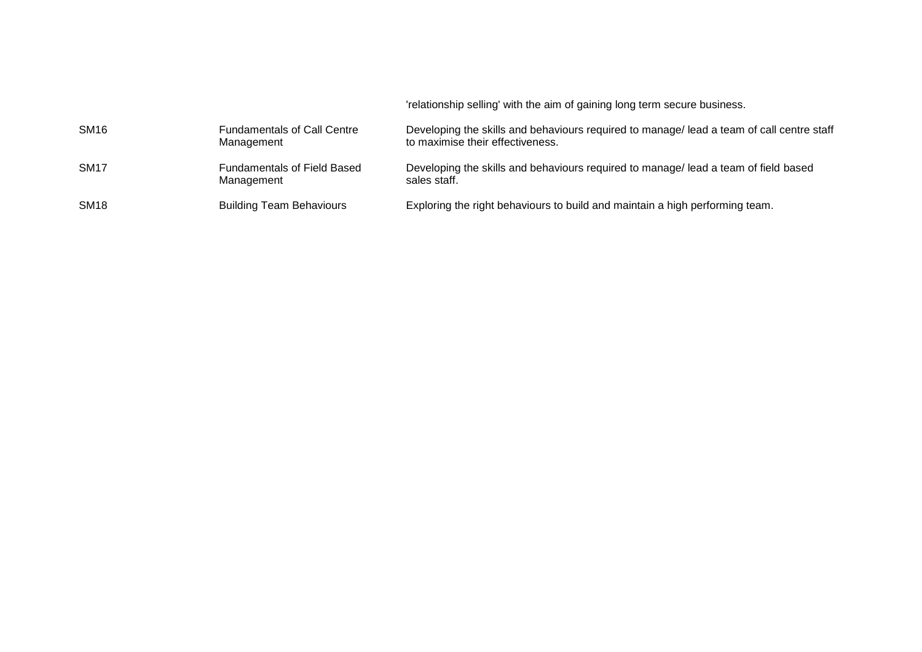| | | |
|---|---|---|
| | | 'relationship selling' with the aim of gaining long term secure business. |
| SM16 | Fundamentals of Call Centre Management | Developing the skills and behaviours required to manage/ lead a team of call centre staff to maximise their effectiveness. |
| SM17 | Fundamentals of Field Based Management | Developing the skills and behaviours required to manage/ lead a team of field based sales staff. |
| SM18 | Building Team Behaviours | Exploring the right behaviours to build and maintain a high performing team. |